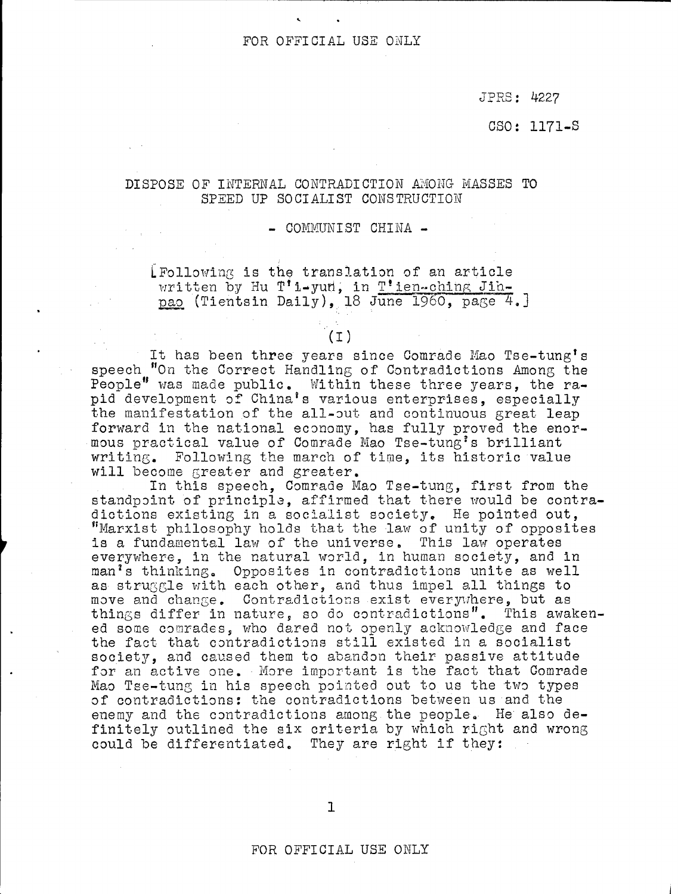JPRS: 4227

CSO: 1171-S

# DISPOSE OF INTERNAL CONTRADICTION AMONG MASSES TO SPEED UP SOCIALIST CONSTRUCTION

## - COMMUNIST CHINA -

[Following is the translation of an article written by Hu T'i-yun, in T'ien-ching Jih-pao (Tientsin Daily), 18 June 1960, page 4.]

(I)

It has been three years since Comrade Mao Tse-tung's speech "On the Correct Handling of Contradictions Among the People" was made public. Within these three years, the rapid development of China's various enterprises, especially the manifestation of the all-out and continuous great leap forward in the national economy, has fully proved the enormous practical value of Comrade Mao Tse-tung's brilliant writing. Following the march of time, its historic value will become greater and greater.

In this speech, Comrade Mao Tse-tung, first from the standpoint of principle, affirmed that there would be contradictions existing in a socialist society. He pointed out, "Marxist philosophy holds that the law of unity of opposites is a fundamental law of the universe. This law operates everywhere, in the natural world, in human society, and in man's thinking. Opposites in contradictions unite as well as struggle with each other, and thus impel all things to move and change. Contradictions exist everywhere, but as things differ in nature, so do contradictions". This awakened some comrades, who dared not openly acknowledge and face the fact that contradictions still existed in a socialist society, and caused them to abandon their passive attitude for an active one. More important is the fact that Comrade Mao Tse-tung in his speech pointed out to us the two types of contradictions: the contradictions between us and the enemy and the contradictions among the people. He also definitely outlined the six criteria by which right and wrong could be differentiated. They are right if they: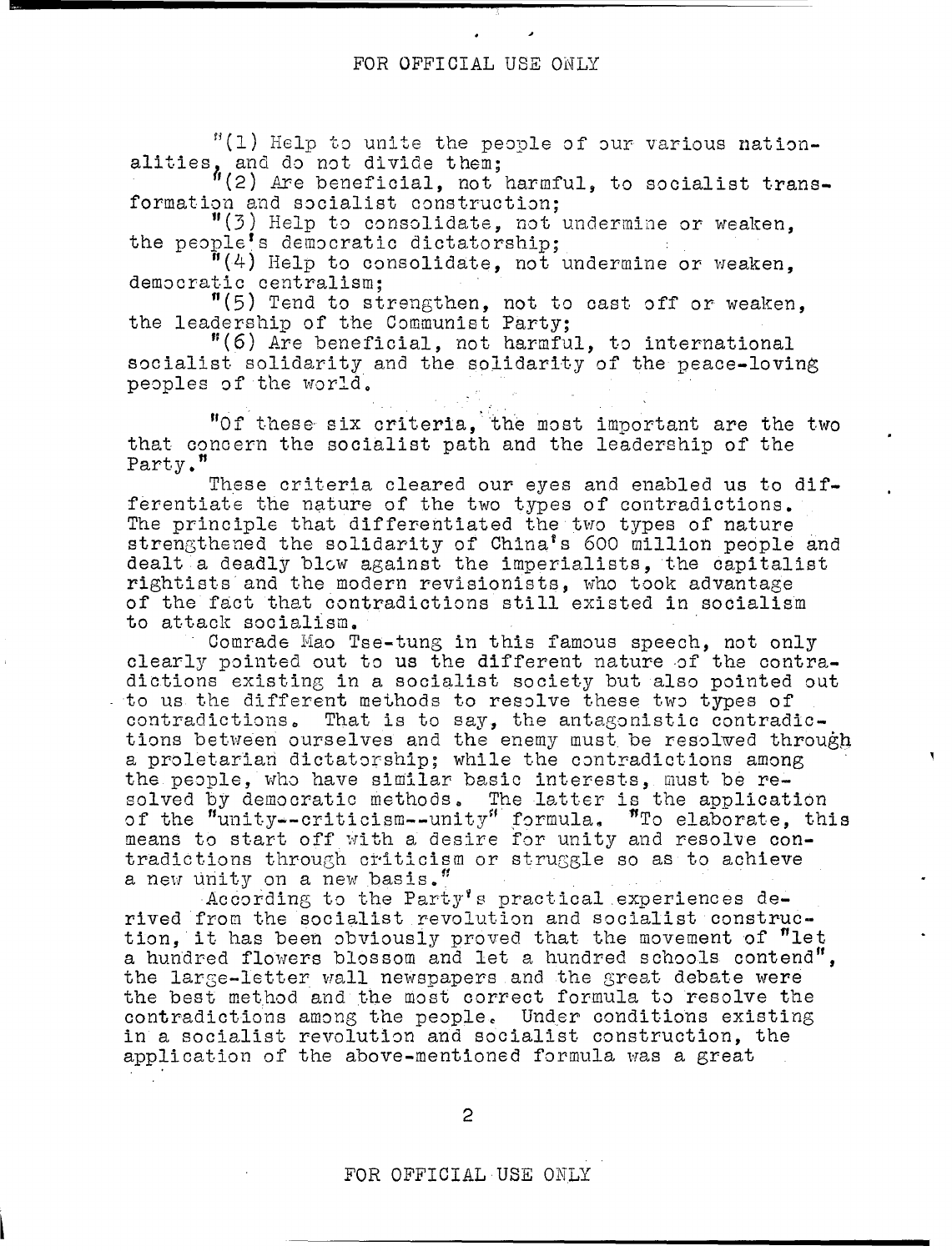"(1) Help to unite the people of our various nationalities, and do not divide them;

"(2) Are beneficial, not harmful, to socialist transformation and socialist construction;

"(3) Help to consolidate, not undermine or weaken, the people's democratic dictatorship;

"(4) Help to consolidate, not undermine or weaken, democratic centralism;

"(5) Tend to strengthen, not to cast off or weaken, the leadership of the Communist Party;

"(6) Are beneficial, not harmful, to international socialist solidarity and the solidarity of the peace-loving peoples of the world.

"Of these six criteria, the most important are the two that concern the socialist path and the leadership of the Party."

These criteria cleared our eyes and enabled us to differentiate the nature of the two types of contradictions. The principle that differentiated the two types of nature strengthened the solidarity of China's 600 million people and dealt a deadly blow against the imperialists, the capitalist rightists and the modern revisionists, who took advantage of the fact that contradictions still existed in socialism to attack socialism.

Comrade Mao Tse-tung in this famous speech, not only clearly pointed out to us the different nature of the contradictions existing in a socialist society but also pointed out to us the different methods to resolve these two types of contradictions. That is to say, the antagonistic contradictions between ourselves and the enemy must be resolved through a proletarian dictatorship; while the contradictions among the people, who have similar basic interests, must be resolved by democratic methods. The latter is the application of the "unity--criticism--unity" formula. "To elaborate, this means to start off with a desire for unity and resolve contradictions through criticism or struggle so as to achieve a new unity on a new basis."

According to the Party's practical experiences derived from the socialist revolution and socialist construction, it has been obviously proved that the movement of "let a hundred flowers blossom and let a hundred schools contend", the large-letter wall newspapers and the great debate were the best method and the most correct formula to resolve the contradictions among the people. Under conditions existing in a socialist revolution and socialist construction, the application of the above-mentioned formula was a great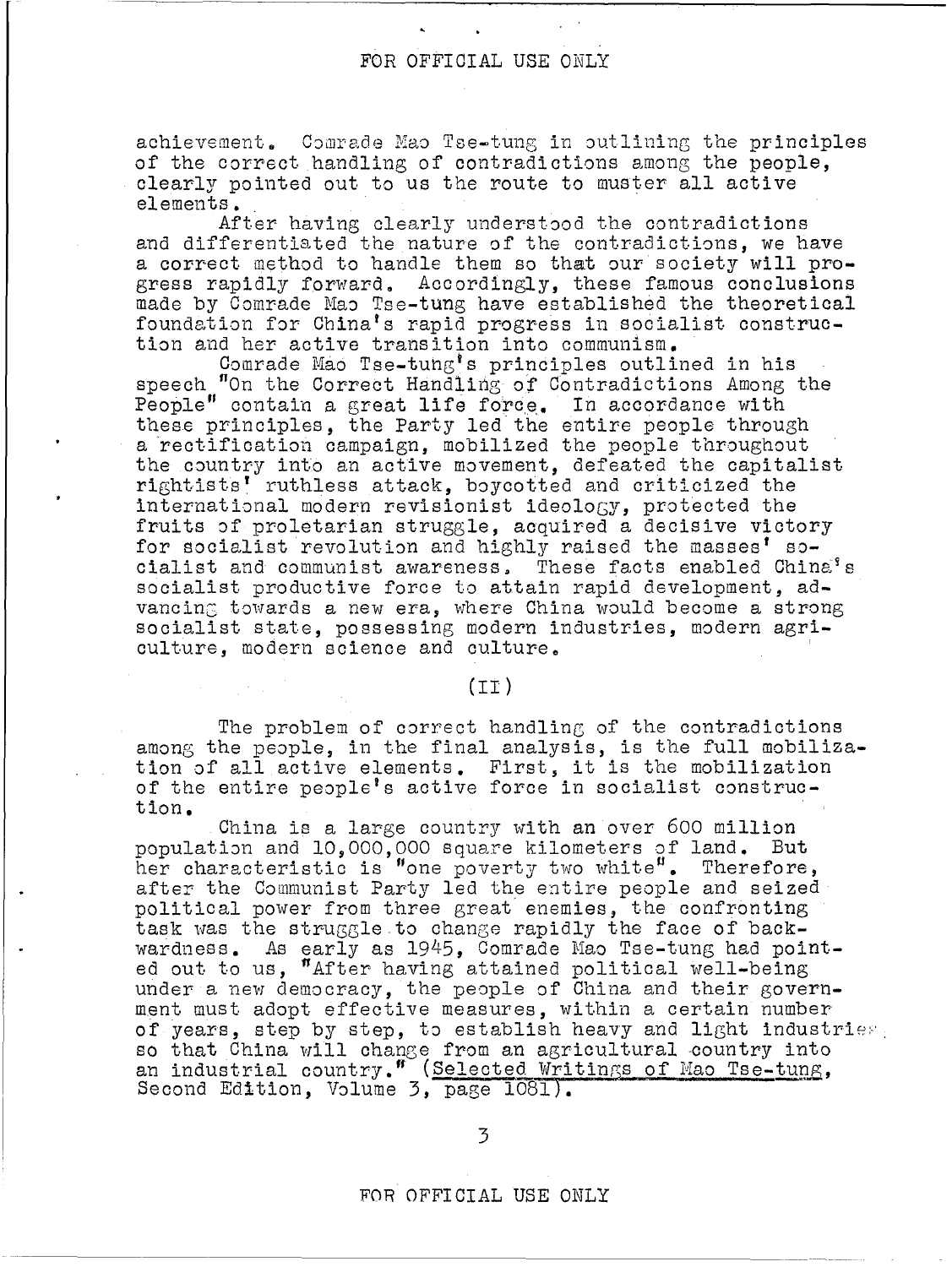achievement. Comrade Mao Tse-tung in outlining the principles of the correct handling of contradictions among the people, clearly pointed out to us the route to muster all active elements.

After having clearly understood the contradictions and differentiated the nature of the contradictions, we have a correct method to handle them so that our society will progress rapidly forward. Accordingly, these famous conclusions made by Comrade Mao Tse-tung have established the theoretical foundation for China's rapid progress in socialist construction and her active transition into communism.

Comrade Mao Tse-tung's principles outlined in his speech "On the Correct Handling of Contradictions Among the People" contain a great life force. In accordance with these principles, the Party led the entire people through a rectification campaign, mobilized the people throughout the country into an active movement, defeated the capitalist rightists' ruthless attack, boycotted and criticized the international modern revisionist ideology, protected the fruits of proletarian struggle, acquired a decisive victory for socialist revolution and highly raised the masses' socialist and communist awareness. These facts enabled China's socialist productive force to attain rapid development, advancing towards a new era, where China would become a strong socialist state, possessing modern industries, modern agriculture, modern science and culture.

## (II)

The problem of correct handling of the contradictions among the people, in the final analysis, is the full mobilization of all active elements. First, it is the mobilization of the entire people's active force in socialist construction.

China is a large country with an over 600 million population and 10,000,000 square kilometers of land. But her characteristic is "one poverty two white". Therefore, after the Communist Party led the entire people and seized political power from three great enemies, the confronting task was the struggle to change rapidly the face of backwardness. As early as 1945, Comrade Mao Tse-tung had pointed out to us, "After having attained political well-being under a new democracy, the people of China and their government must adopt effective measures, within a certain number of years, step by step, to establish heavy and light industries so that China will change from an agricultural country into an industrial country." (Selected Writings of Mao Tse-tung, Second Edition, Volume 3, page 1081).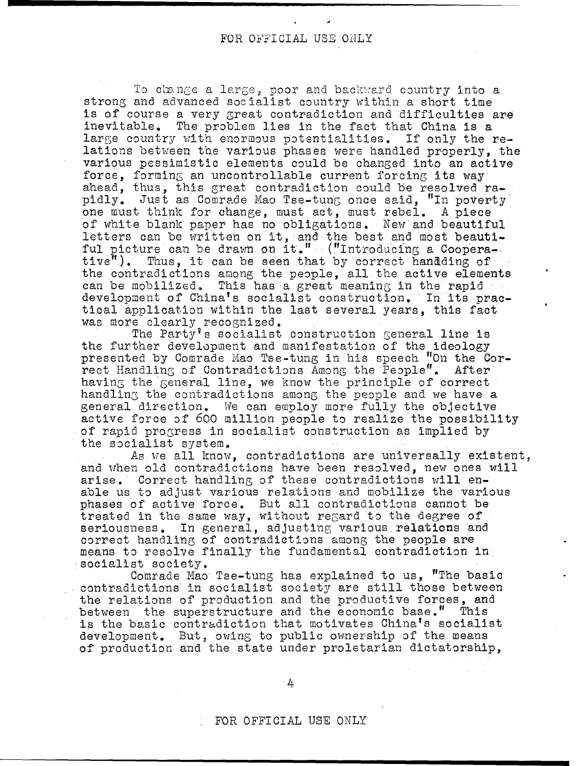To change a large, poor and backward country into a strong and advanced socialist country within a short time is of course a very great contradiction and difficulties are inevitable. The problem lies in the fact that China is a large country with enormous potentialities. If only the relations between the various phases were handled properly, the various pessimistic elements could be changed into an active force, forming an uncontrollable current forcing its way ahead, thus, this great contradiction could be resolved rapidly. Just as Comrade Mao Tse-tung once said, "In poverty one must think for change, must act, must rebel. A piece of white blank paper has no obligations. New and beautiful letters can be written on it, and the best and most beautiful picture can be drawn on it." ("Introducing a Cooperative"). Thus, it can be seen that by correct handding of the contradictions among the people, all the active elements can be mobilized. This has a great meaning in the rapid development of China's socialist construction. In its practical application within the last several years, this fact was more clearly recognized.

The Party's socialist construction general line is the further development and manifestation of the ideology presented by Comrade Mao Tse-tung in his speech "On the Correct Handling of Contradictions Among the People". After having the general line, we know the principle of correct handling the contradictions among the people and we have a general direction. We can employ more fully the objective active force of 600 million people to realize the possibility of rapid progress in socialist construction as implied by the socialist system.

As we all know, contradictions are universally existent, and when old contradictions have been resolved, new ones will arise. Correct handling of these contradictions will enable us to adjust various relations and mobilize the various phases of active force. But all contradictions cannot be treated in the same way, without regard to the degree of seriousness. In general, adjusting various relations and correct handling of contradictions among the people are means to resolve finally the fundamental contradiction in socialist society.

Comrade Mao Tse-tung has explained to us, "The basic contradictions in socialist society are still those between the relations of production and the productive forces, and between the superstructure and the economic base." This is the basic contradiction that motivates China's socialist development. But, owing to public ownership of the means of production and the state under proletarian dictatorship,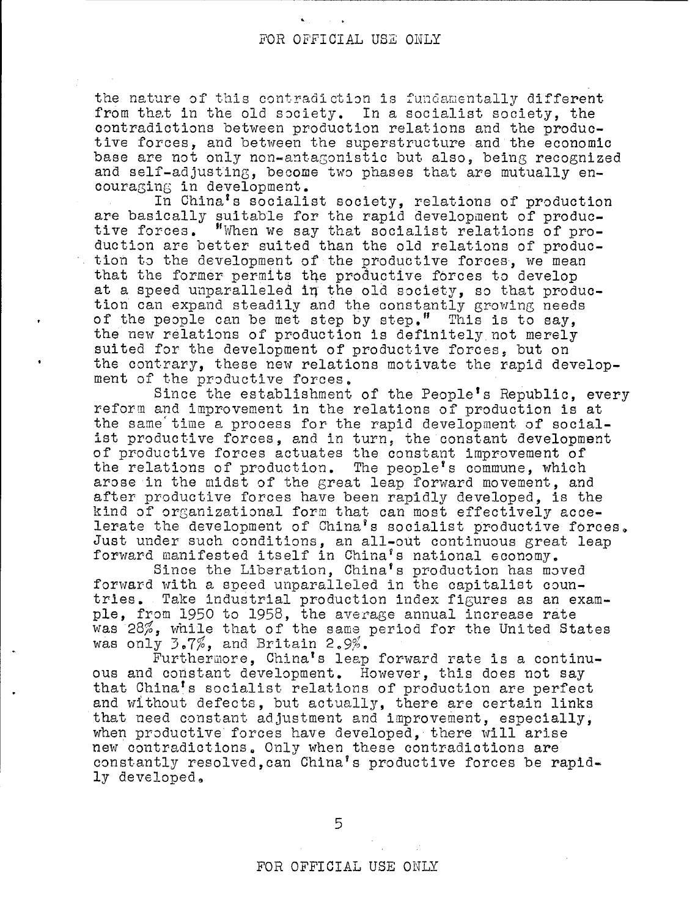the nature of this contradiction is fundamentally different from that in the old society. In a socialist society, the contradictions between production relations and the productive forces, and between the superstructure and the economic base are not only non-antagonistic but also, being recognized and self-adjusting, become two phases that are mutually encouraging in development.

In China's socialist society, relations of production are basically suitable for the rapid development of productive forces. "When we say that socialist relations of production are better suited than the old relations of production to the development of the productive forces, we mean that the former permits the productive forces to develop at a speed unparalleled in the old society, so that production can expand steadily and the constantly growing needs of the people can be met step by step." This is to say, the new relations of production is definitely not merely suited for the development of productive forces, but on the contrary, these new relations motivate the rapid development of the productive forces.

Since the establishment of the People's Republic, every reform and improvement in the relations of production is at the same time a process for the rapid development of socialist productive forces, and in turn, the constant development of productive forces actuates the constant improvement of the relations of production. The people's commune, which arose in the midst of the great leap forward movement, and after productive forces have been rapidly developed, is the kind of organizational form that can most effectively accelerate the development of China's socialist productive forces. Just under such conditions, an all-out continuous great leap forward manifested itself in China's national economy.

Since the Liberation, China's production has moved forward with a speed unparalleled in the capitalist countries. Take industrial production index figures as an example, from 1950 to 1958, the average annual increase rate was 28%, while that of the same period for the United States was only 3.7%, and Britain 2.9%.

Furthermore, China's leap forward rate is a continuous and constant development. However, this does not say that China's socialist relations of production are perfect and without defects, but actually, there are certain links that need constant adjustment and improvement, especially, when productive forces have developed, there will arise new contradictions. Only when these contradictions are constantly resolved, can China's productive forces be rapidly developed.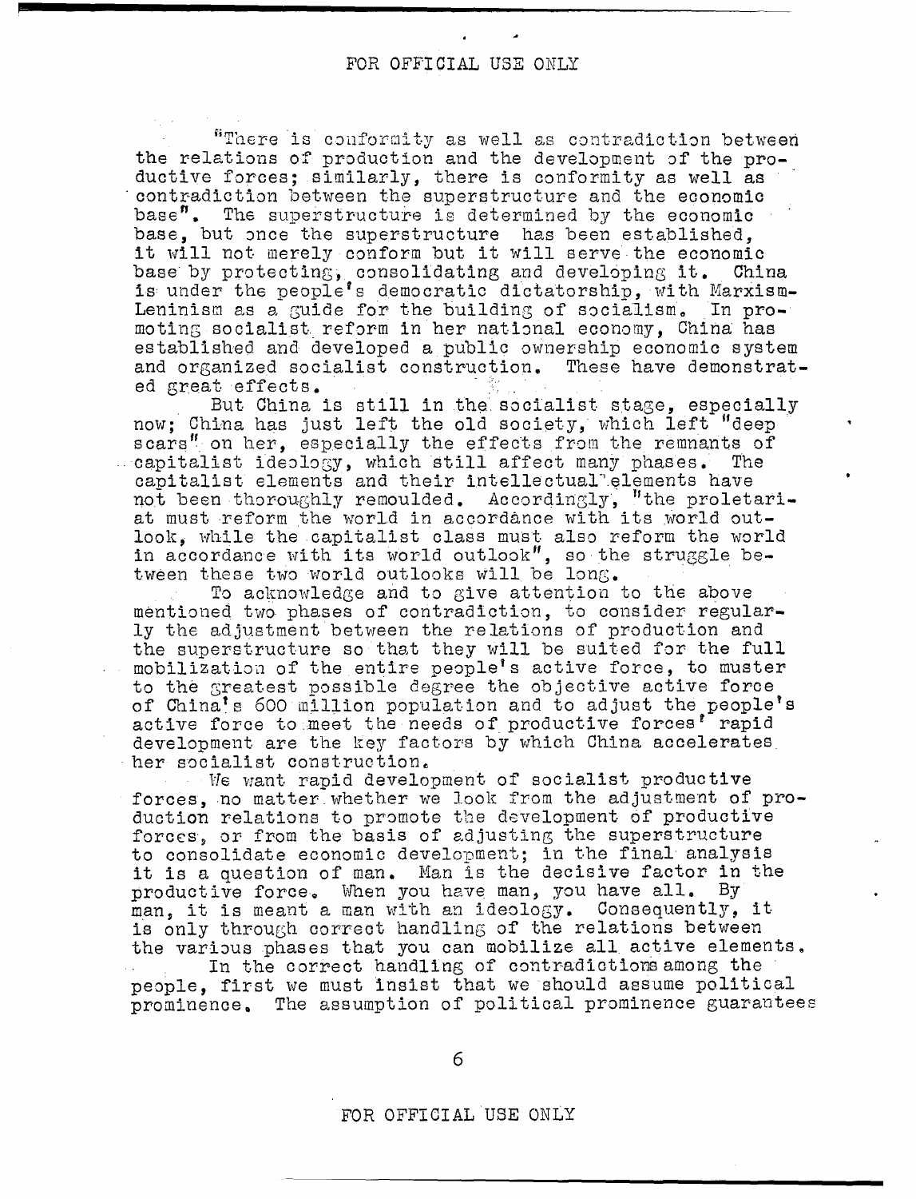"There is conformity as well as contradiction between the relations of production and the development of the productive forces; similarly, there is conformity as well as contradiction between the superstructure and the economic base". The superstructure is determined by the economic base, but once the superstructure has been established, it will not merely conform but it will serve the economic base by protecting, consolidating and developing it. China is under the people's democratic dictatorship, with Marxism-Leninism as a guide for the building of socialism. In promoting socialist reform in her national economy, China has established and developed a public ownership economic system and organized socialist construction. These have demonstrated great effects.

But China is still in the socialist stage, especially now; China has just left the old society, which left "deep scars" on her, especially the effects from the remnants of capitalist ideology, which still affect many phases. The capitalist elements and their intellectual elements have not been thoroughly remoulded. Accordingly, "the proletariat must reform the world in accordance with its world outlook, while the capitalist class must also reform the world in accordance with its world outlook", so the struggle between these two world outlooks will be long.

To acknowledge and to give attention to the above mentioned two phases of contradiction, to consider regularly the adjustment between the relations of production and the superstructure so that they will be suited for the full mobilization of the entire people's active force, to muster to the greatest possible degree the objective active force of China's 600 million population and to adjust the people's active force to meet the needs of productive forces' rapid development are the key factors by which China accelerates her socialist construction.

We want rapid development of socialist productive forces, no matter whether we look from the adjustment of production relations to promote the development of productive forces, or from the basis of adjusting the superstructure to consolidate economic development; in the final analysis it is a question of man. Man is the decisive factor in the productive force. When you have man, you have all. By man, it is meant a man with an ideology. Consequently, it is only through correct handling of the relations between the various phases that you can mobilize all active elements.

In the correct handling of contradictions among the people, first we must insist that we should assume political prominence. The assumption of political prominence guarantees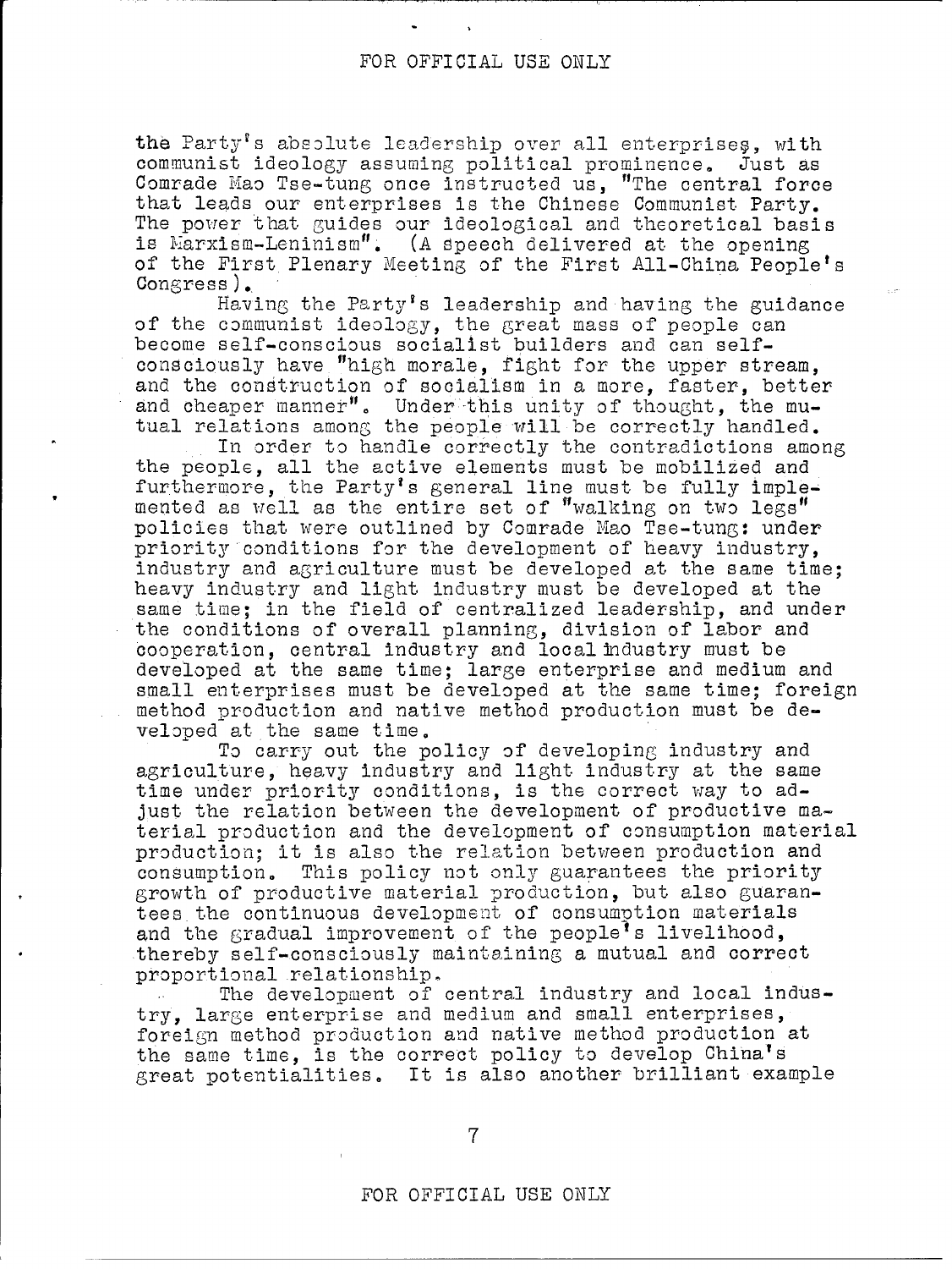the Party's absolute leadership over all enterprises, with communist ideology assuming political prominence. Just as Comrade Mao Tse-tung once instructed us, "The central force that leads our enterprises is the Chinese Communist Party. The power that guides our ideological and theoretical basis is Marxism-Leninism". (A speech delivered at the opening of the First Plenary Meeting of the First All-China People's Congress).

Having the Party's leadership and having the guidance of the communist ideology, the great mass of people can become self-conscious socialist builders and can self-consciously have "high morale, fight for the upper stream, and the construction of socialism in a more, faster, better and cheaper manner". Under this unity of thought, the mutual relations among the people will be correctly handled.

In order to handle correctly the contradictions among the people, all the active elements must be mobilized and furthermore, the Party's general line must be fully implemented as well as the entire set of "walking on two legs" policies that were outlined by Comrade Mao Tse-tung: under priority conditions for the development of heavy industry, industry and agriculture must be developed at the same time; heavy industry and light industry must be developed at the same time; in the field of centralized leadership, and under the conditions of overall planning, division of labor and cooperation, central industry and local industry must be developed at the same time; large enterprise and medium and small enterprises must be developed at the same time; foreign method production and native method production must be developed at the same time.

To carry out the policy of developing industry and agriculture, heavy industry and light industry at the same time under priority conditions, is the correct way to adjust the relation between the development of productive material production and the development of consumption material production; it is also the relation between production and consumption. This policy not only guarantees the priority growth of productive material production, but also guarantees the continuous development of consumption materials and the gradual improvement of the people's livelihood, thereby self-consciously maintaining a mutual and correct proportional relationship.

The development of central industry and local industry, large enterprise and medium and small enterprises, foreign method production and native method production at the same time, is the correct policy to develop China's great potentialities. It is also another brilliant example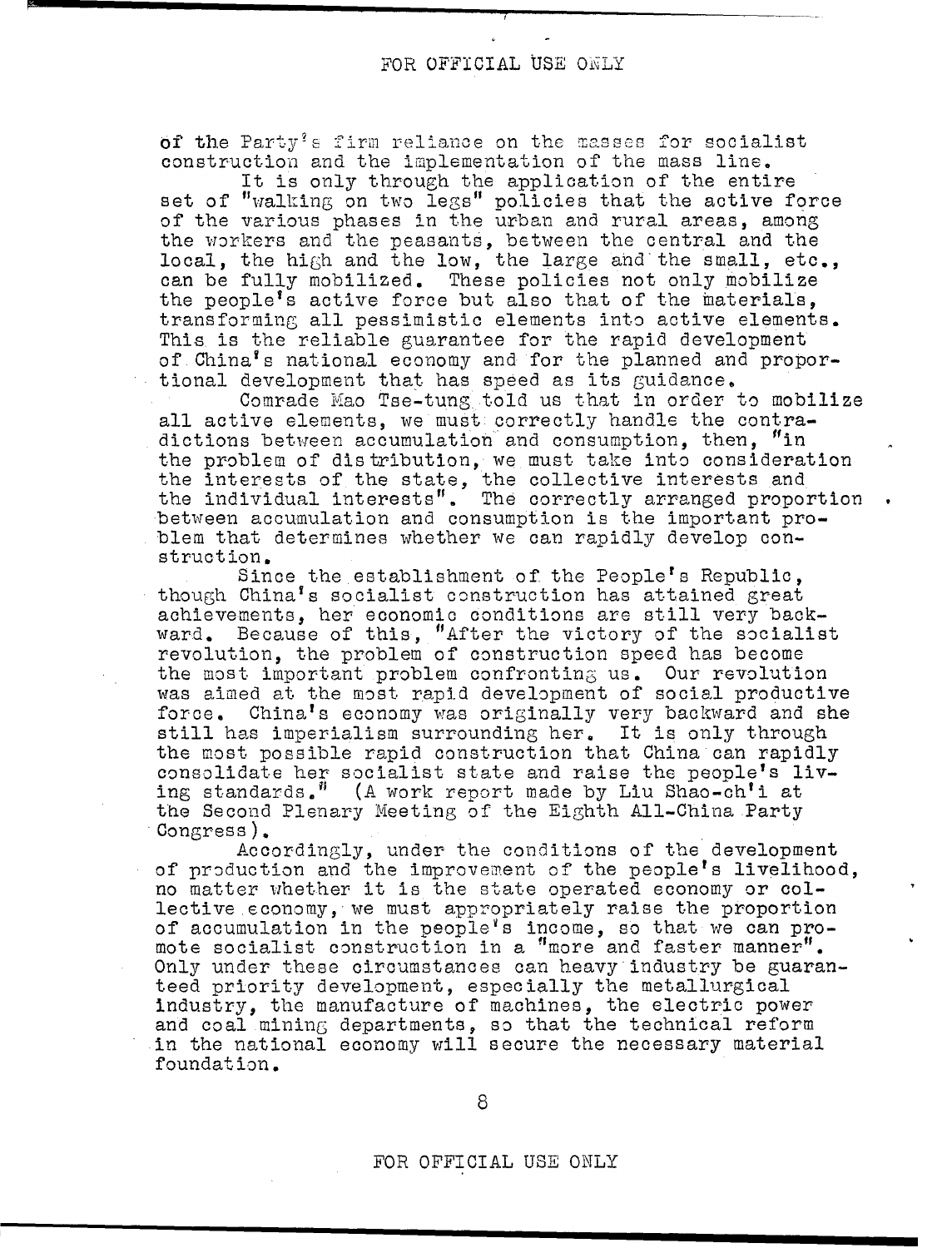of the Party's firm reliance on the masses for socialist construction and the implementation of the mass line.

It is only through the application of the entire set of "walking on two legs" policies that the active force of the various phases in the urban and rural areas, among the workers and the peasants, between the central and the local, the high and the low, the large and the small, etc., can be fully mobilized. These policies not only mobilize the people's active force but also that of the materials, transforming all pessimistic elements into active elements. This is the reliable guarantee for the rapid development of China's national economy and for the planned and proportional development that has speed as its guidance.

Comrade Mao Tse-tung told us that in order to mobilize all active elements, we must correctly handle the contradictions between accumulation and consumption, then, "in the problem of distribution, we must take into consideration the interests of the state, the collective interests and the individual interests". The correctly arranged proportion between accumulation and consumption is the important problem that determines whether we can rapidly develop construction.

Since the establishment of the People's Republic, though China's socialist construction has attained great achievements, her economic conditions are still very backward. Because of this, "After the victory of the socialist revolution, the problem of construction speed has become the most important problem confronting us. Our revolution was aimed at the most rapid development of social productive force. China's economy was originally very backward and she still has imperialism surrounding her. It is only through the most possible rapid construction that China can rapidly consolidate her socialist state and raise the people's living standards." (A work report made by Liu Shao-ch'i at the Second Plenary Meeting of the Eighth All-China Party Congress).

Accordingly, under the conditions of the development of production and the improvement of the people's livelihood, no matter whether it is the state operated economy or collective economy, we must appropriately raise the proportion of accumulation in the people's income, so that we can promote socialist construction in a "more and faster manner". Only under these circumstances can heavy industry be guaranteed priority development, especially the metallurgical industry, the manufacture of machines, the electric power and coal mining departments, so that the technical reform in the national economy will secure the necessary material foundation.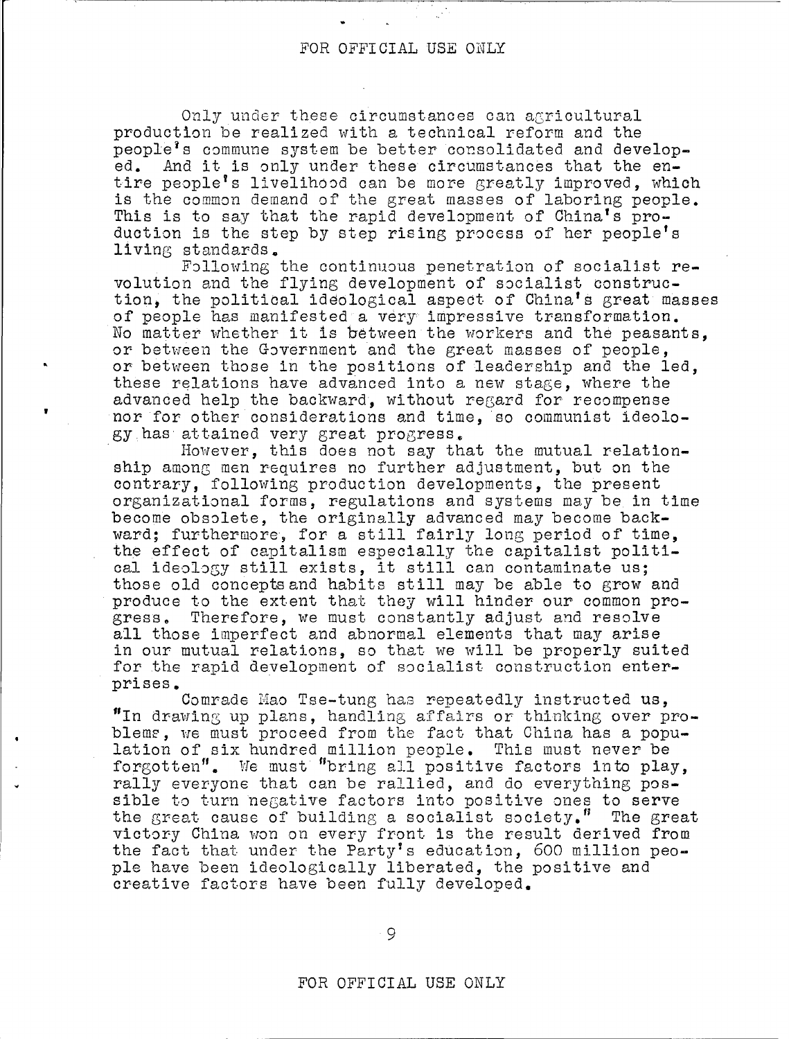Only under these circumstances can agricultural production be realized with a technical reform and the people's commune system be better consolidated and developed. And it is only under these circumstances that the entire people's livelihood can be more greatly improved, which is the common demand of the great masses of laboring people. This is to say that the rapid development of China's production is the step by step rising process of her people's living standards.

Following the continuous penetration of socialist revolution and the flying development of socialist construction, the political ideological aspect of China's great masses of people has manifested a very impressive transformation. No matter whether it is between the workers and the peasants, or between the Government and the great masses of people, or between those in the positions of leadership and the led, these relations have advanced into a new stage, where the advanced help the backward, without regard for recompense nor for other considerations and time, so communist ideology has attained very great progress.

However, this does not say that the mutual relationship among men requires no further adjustment, but on the contrary, following production developments, the present organizational forms, regulations and systems may be in time become obsolete, the originally advanced may become backward; furthermore, for a still fairly long period of time, the effect of capitalism especially the capitalist political ideology still exists, it still can contaminate us; those old concepts and habits still may be able to grow and produce to the extent that they will hinder our common progress. Therefore, we must constantly adjust and resolve all those imperfect and abnormal elements that may arise in our mutual relations, so that we will be properly suited for the rapid development of socialist construction enterprises.

Comrade Mao Tse-tung has repeatedly instructed us, "In drawing up plans, handling affairs or thinking over problems, we must proceed from the fact that China has a population of six hundred million people. This must never be forgotten". We must "bring all positive factors into play, rally everyone that can be rallied, and do everything possible to turn negative factors into positive ones to serve the great cause of building a socialist society." The great victory China won on every front is the result derived from the fact that under the Party's education, 600 million people have been ideologically liberated, the positive and creative factors have been fully developed.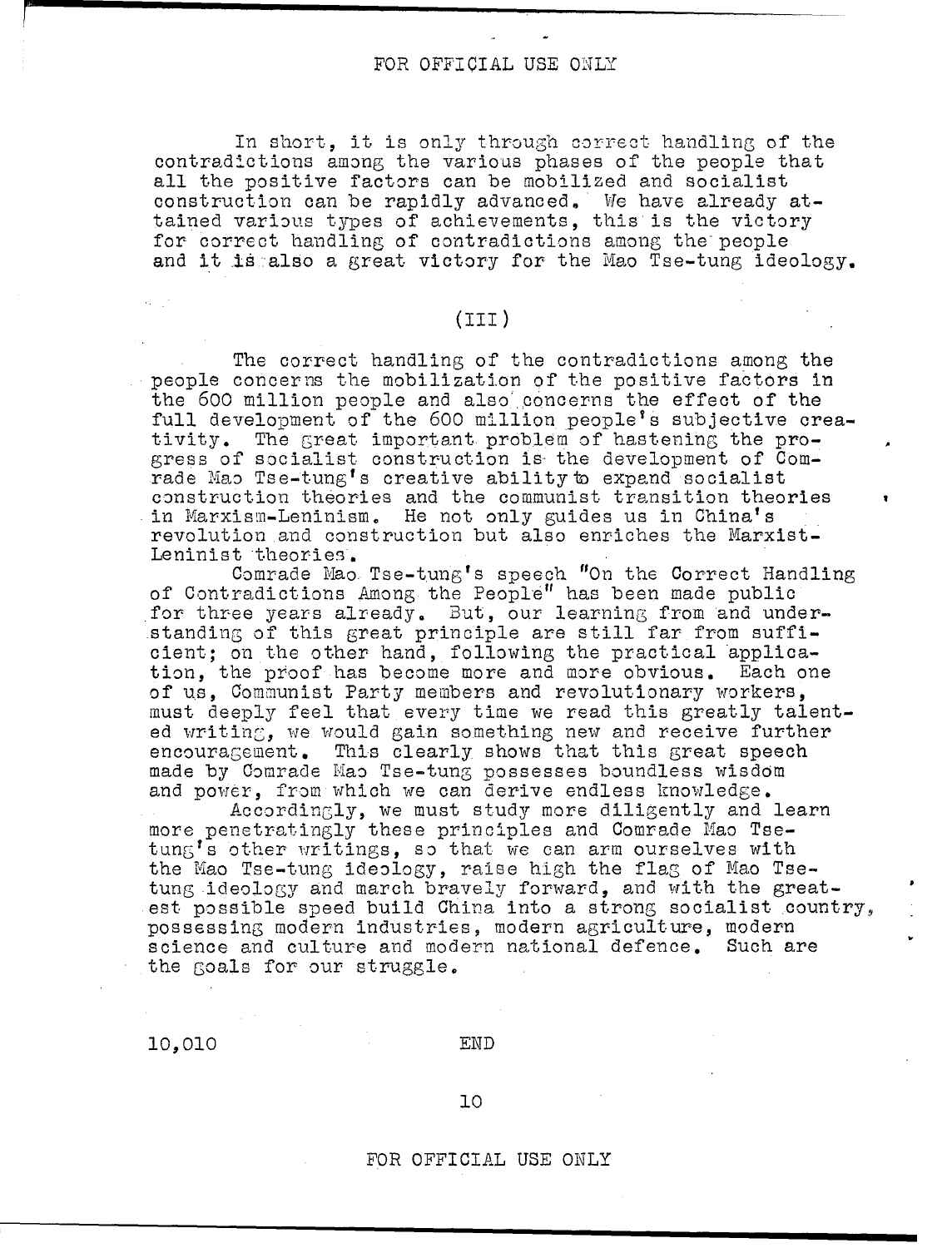In short, it is only through correct handling of the contradictions among the various phases of the people that all the positive factors can be mobilized and socialist construction can be rapidly advanced. We have already attained various types of achievements, this is the victory for correct handling of contradictions among the people and it is also a great victory for the Mao Tse-tung ideology.

## (III)

The correct handling of the contradictions among the people concerns the mobilization of the positive factors in the 600 million people and also concerns the effect of the full development of the 600 million people's subjective creativity. The great important problem of hastening the progress of socialist construction is the development of Comrade Mao Tse-tung's creative ability to expand socialist construction theories and the communist transition theories in Marxism-Leninism. He not only guides us in China's revolution and construction but also enriches the Marxist-Leninist theories.

Comrade Mao Tse-tung's speech "On the Correct Handling of Contradictions Among the People" has been made public for three years already. But, our learning from and understanding of this great principle are still far from sufficient; on the other hand, following the practical application, the proof has become more and more obvious. Each one of us, Communist Party members and revolutionary workers, must deeply feel that every time we read this greatly talented writing, we would gain something new and receive further encouragement. This clearly shows that this great speech made by Comrade Mao Tse-tung possesses boundless wisdom and power, from which we can derive endless knowledge.

Accordingly, we must study more diligently and learn more penetratingly these principles and Comrade Mao Tse-tung's other writings, so that we can arm ourselves with the Mao Tse-tung ideology, raise high the flag of Mao Tse-tung ideology and march bravely forward, and with the greatest possible speed build China into a strong socialist country, possessing modern industries, modern agriculture, modern science and culture and modern national defence. Such are the goals for our struggle.

10,010 END